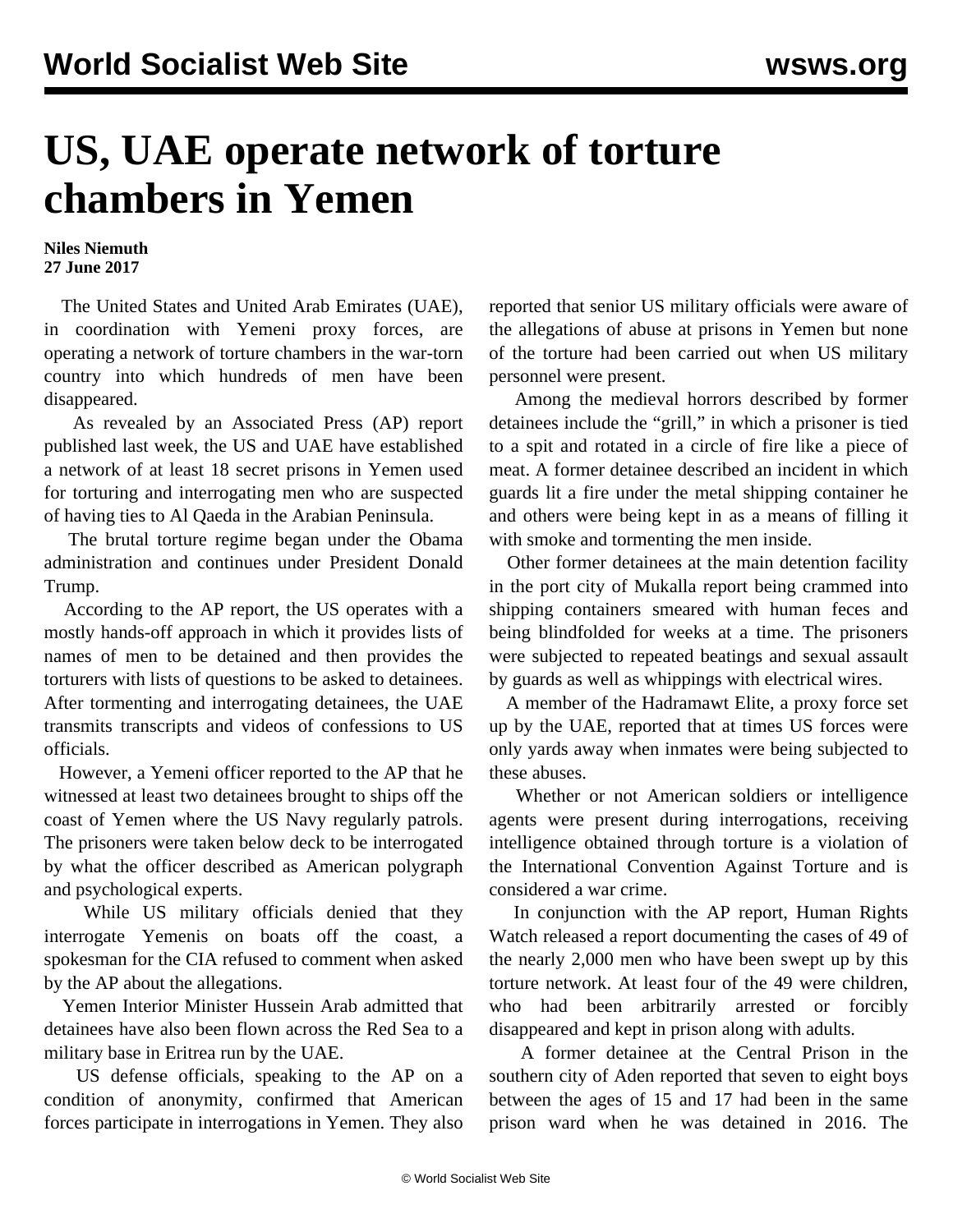# US, UAE operate network of torture chambers in Yemen

**Niles Niemuth**
**27 June 2017**

The United States and United Arab Emirates (UAE), in coordination with Yemeni proxy forces, are operating a network of torture chambers in the war-torn country into which hundreds of men have been disappeared.

As revealed by an Associated Press (AP) report published last week, the US and UAE have established a network of at least 18 secret prisons in Yemen used for torturing and interrogating men who are suspected of having ties to Al Qaeda in the Arabian Peninsula.

The brutal torture regime began under the Obama administration and continues under President Donald Trump.

According to the AP report, the US operates with a mostly hands-off approach in which it provides lists of names of men to be detained and then provides the torturers with lists of questions to be asked to detainees. After tormenting and interrogating detainees, the UAE transmits transcripts and videos of confessions to US officials.

However, a Yemeni officer reported to the AP that he witnessed at least two detainees brought to ships off the coast of Yemen where the US Navy regularly patrols. The prisoners were taken below deck to be interrogated by what the officer described as American polygraph and psychological experts.

While US military officials denied that they interrogate Yemenis on boats off the coast, a spokesman for the CIA refused to comment when asked by the AP about the allegations.

Yemen Interior Minister Hussein Arab admitted that detainees have also been flown across the Red Sea to a military base in Eritrea run by the UAE.

US defense officials, speaking to the AP on a condition of anonymity, confirmed that American forces participate in interrogations in Yemen. They also reported that senior US military officials were aware of the allegations of abuse at prisons in Yemen but none of the torture had been carried out when US military personnel were present.

Among the medieval horrors described by former detainees include the "grill," in which a prisoner is tied to a spit and rotated in a circle of fire like a piece of meat. A former detainee described an incident in which guards lit a fire under the metal shipping container he and others were being kept in as a means of filling it with smoke and tormenting the men inside.

Other former detainees at the main detention facility in the port city of Mukalla report being crammed into shipping containers smeared with human feces and being blindfolded for weeks at a time. The prisoners were subjected to repeated beatings and sexual assault by guards as well as whippings with electrical wires.

A member of the Hadramawt Elite, a proxy force set up by the UAE, reported that at times US forces were only yards away when inmates were being subjected to these abuses.

Whether or not American soldiers or intelligence agents were present during interrogations, receiving intelligence obtained through torture is a violation of the International Convention Against Torture and is considered a war crime.

In conjunction with the AP report, Human Rights Watch released a report documenting the cases of 49 of the nearly 2,000 men who have been swept up by this torture network. At least four of the 49 were children, who had been arbitrarily arrested or forcibly disappeared and kept in prison along with adults.

A former detainee at the Central Prison in the southern city of Aden reported that seven to eight boys between the ages of 15 and 17 had been in the same prison ward when he was detained in 2016. The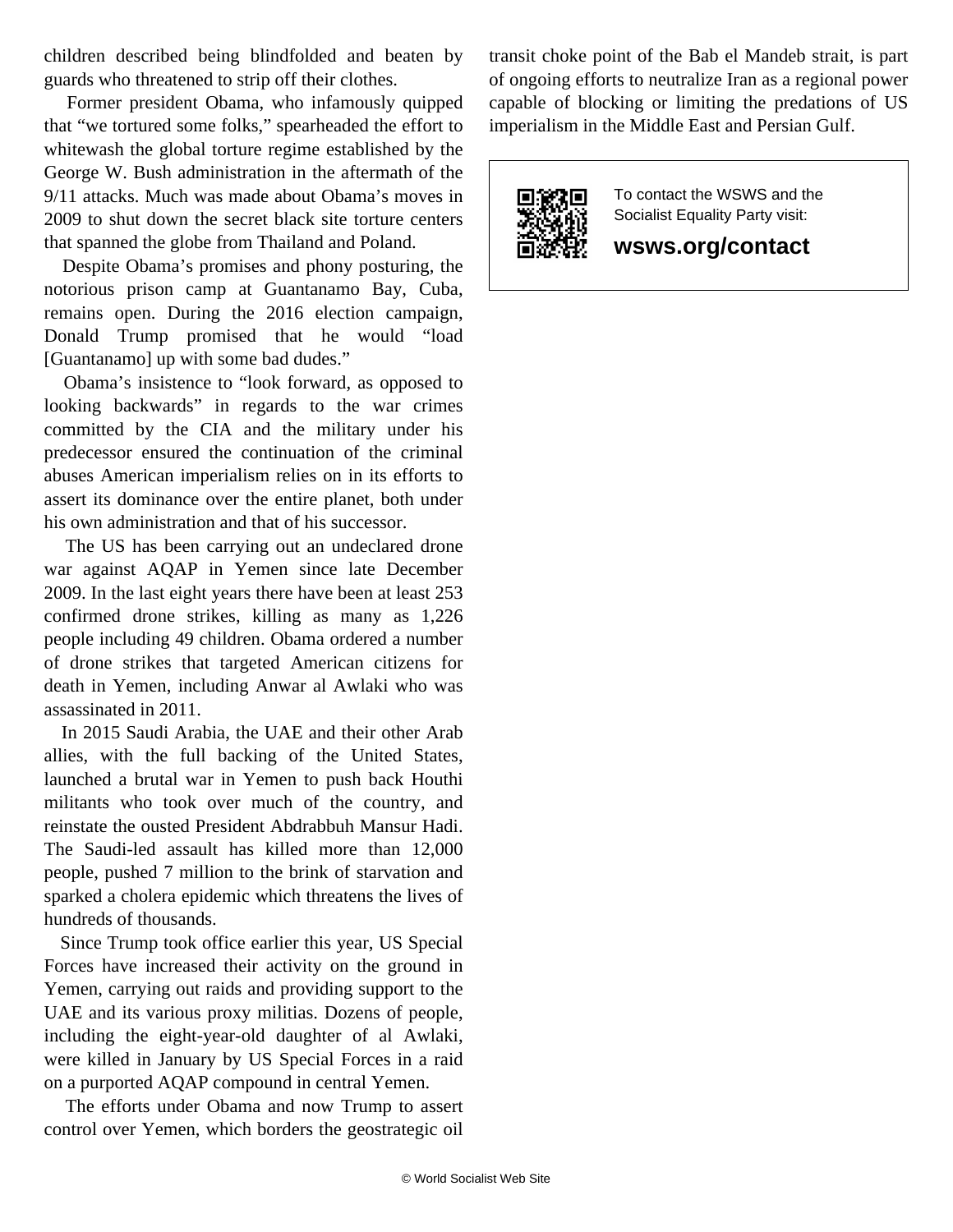children described being blindfolded and beaten by guards who threatened to strip off their clothes.

Former president Obama, who infamously quipped that "we tortured some folks," spearheaded the effort to whitewash the global torture regime established by the George W. Bush administration in the aftermath of the 9/11 attacks. Much was made about Obama's moves in 2009 to shut down the secret black site torture centers that spanned the globe from Thailand and Poland.

Despite Obama's promises and phony posturing, the notorious prison camp at Guantanamo Bay, Cuba, remains open. During the 2016 election campaign, Donald Trump promised that he would "load [Guantanamo] up with some bad dudes."

Obama's insistence to "look forward, as opposed to looking backwards" in regards to the war crimes committed by the CIA and the military under his predecessor ensured the continuation of the criminal abuses American imperialism relies on in its efforts to assert its dominance over the entire planet, both under his own administration and that of his successor.

The US has been carrying out an undeclared drone war against AQAP in Yemen since late December 2009. In the last eight years there have been at least 253 confirmed drone strikes, killing as many as 1,226 people including 49 children. Obama ordered a number of drone strikes that targeted American citizens for death in Yemen, including Anwar al Awlaki who was assassinated in 2011.

In 2015 Saudi Arabia, the UAE and their other Arab allies, with the full backing of the United States, launched a brutal war in Yemen to push back Houthi militants who took over much of the country, and reinstate the ousted President Abdrabbuh Mansur Hadi. The Saudi-led assault has killed more than 12,000 people, pushed 7 million to the brink of starvation and sparked a cholera epidemic which threatens the lives of hundreds of thousands.

Since Trump took office earlier this year, US Special Forces have increased their activity on the ground in Yemen, carrying out raids and providing support to the UAE and its various proxy militias. Dozens of people, including the eight-year-old daughter of al Awlaki, were killed in January by US Special Forces in a raid on a purported AQAP compound in central Yemen.

The efforts under Obama and now Trump to assert control over Yemen, which borders the geostrategic oil transit choke point of the Bab el Mandeb strait, is part of ongoing efforts to neutralize Iran as a regional power capable of blocking or limiting the predations of US imperialism in the Middle East and Persian Gulf.

To contact the WSWS and the Socialist Equality Party visit:

**wsws.org/contact**